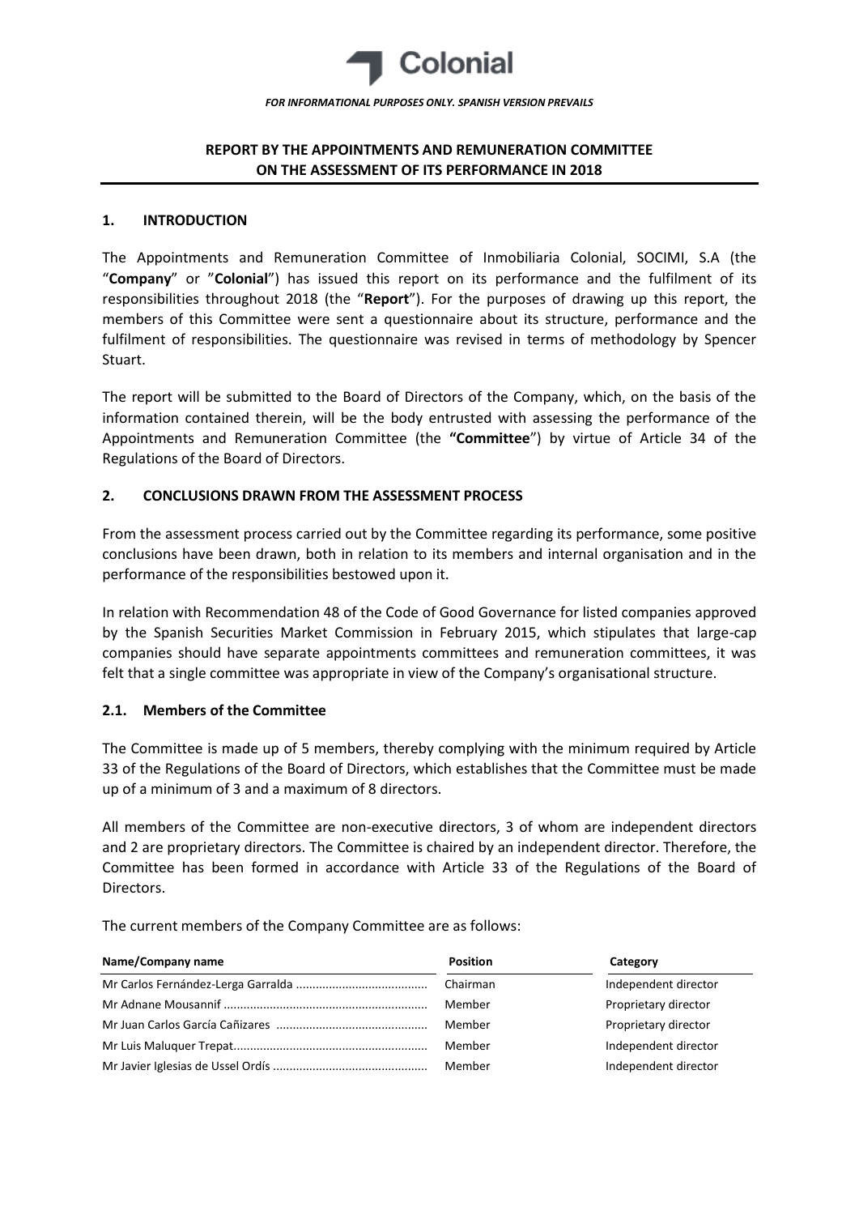*FOR INFORMATIONAL PURPOSES ONLY. SPANISH VERSION PREVAILS*

# REPORT BY THE APPOINTMENTS AND REMUNERATION COMMITTEE ON THE ASSESSMENT OF ITS PERFORMANCE IN 2018

## 1. INTRODUCTION

The Appointments and Remuneration Committee of Inmobiliaria Colonial, SOCIMI, S.A (the "**Company**" or "**Colonial**") has issued this report on its performance and the fulfilment of its responsibilities throughout 2018 (the "**Report**"). For the purposes of drawing up this report, the members of this Committee were sent a questionnaire about its structure, performance and the fulfilment of responsibilities. The questionnaire was revised in terms of methodology by Spencer Stuart.

The report will be submitted to the Board of Directors of the Company, which, on the basis of the information contained therein, will be the body entrusted with assessing the performance of the Appointments and Remuneration Committee (the **"Committee"**) by virtue of Article 34 of the Regulations of the Board of Directors.

## 2. CONCLUSIONS DRAWN FROM THE ASSESSMENT PROCESS

From the assessment process carried out by the Committee regarding its performance, some positive conclusions have been drawn, both in relation to its members and internal organisation and in the performance of the responsibilities bestowed upon it.

In relation with Recommendation 48 of the Code of Good Governance for listed companies approved by the Spanish Securities Market Commission in February 2015, which stipulates that large-cap companies should have separate appointments committees and remuneration committees, it was felt that a single committee was appropriate in view of the Company's organisational structure.

### 2.1. Members of the Committee

The Committee is made up of 5 members, thereby complying with the minimum required by Article 33 of the Regulations of the Board of Directors, which establishes that the Committee must be made up of a minimum of 3 and a maximum of 8 directors.

All members of the Committee are non-executive directors, 3 of whom are independent directors and 2 are proprietary directors. The Committee is chaired by an independent director. Therefore, the Committee has been formed in accordance with Article 33 of the Regulations of the Board of Directors.

The current members of the Company Committee are as follows:

| Name/Company name | Position | Category |
| --- | --- | --- |
| Mr Carlos Fernández-Lerga Garralda | Chairman | Independent director |
| Mr Adnane Mousannif | Member | Proprietary director |
| Mr Juan Carlos García Cañizares | Member | Proprietary director |
| Mr Luis Maluquer Trepat | Member | Independent director |
| Mr Javier Iglesias de Ussel Ordís | Member | Independent director |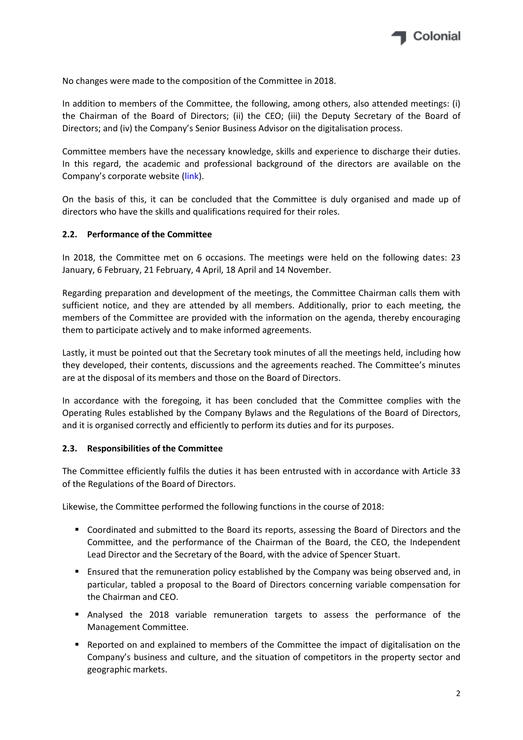No changes were made to the composition of the Committee in 2018.

In addition to members of the Committee, the following, among others, also attended meetings: (i) the Chairman of the Board of Directors; (ii) the CEO; (iii) the Deputy Secretary of the Board of Directors; and (iv) the Company's Senior Business Advisor on the digitalisation process.

Committee members have the necessary knowledge, skills and experience to discharge their duties. In this regard, the academic and professional background of the directors are available on the Company's corporate website (link).

On the basis of this, it can be concluded that the Committee is duly organised and made up of directors who have the skills and qualifications required for their roles.

### 2.2. Performance of the Committee

In 2018, the Committee met on 6 occasions. The meetings were held on the following dates: 23 January, 6 February, 21 February, 4 April, 18 April and 14 November.

Regarding preparation and development of the meetings, the Committee Chairman calls them with sufficient notice, and they are attended by all members. Additionally, prior to each meeting, the members of the Committee are provided with the information on the agenda, thereby encouraging them to participate actively and to make informed agreements.

Lastly, it must be pointed out that the Secretary took minutes of all the meetings held, including how they developed, their contents, discussions and the agreements reached. The Committee's minutes are at the disposal of its members and those on the Board of Directors.

In accordance with the foregoing, it has been concluded that the Committee complies with the Operating Rules established by the Company Bylaws and the Regulations of the Board of Directors, and it is organised correctly and efficiently to perform its duties and for its purposes.

### 2.3. Responsibilities of the Committee

The Committee efficiently fulfils the duties it has been entrusted with in accordance with Article 33 of the Regulations of the Board of Directors.

Likewise, the Committee performed the following functions in the course of 2018:

- Coordinated and submitted to the Board its reports, assessing the Board of Directors and the Committee, and the performance of the Chairman of the Board, the CEO, the Independent Lead Director and the Secretary of the Board, with the advice of Spencer Stuart.
- Ensured that the remuneration policy established by the Company was being observed and, in particular, tabled a proposal to the Board of Directors concerning variable compensation for the Chairman and CEO.
- Analysed the 2018 variable remuneration targets to assess the performance of the Management Committee.
- Reported on and explained to members of the Committee the impact of digitalisation on the Company's business and culture, and the situation of competitors in the property sector and geographic markets.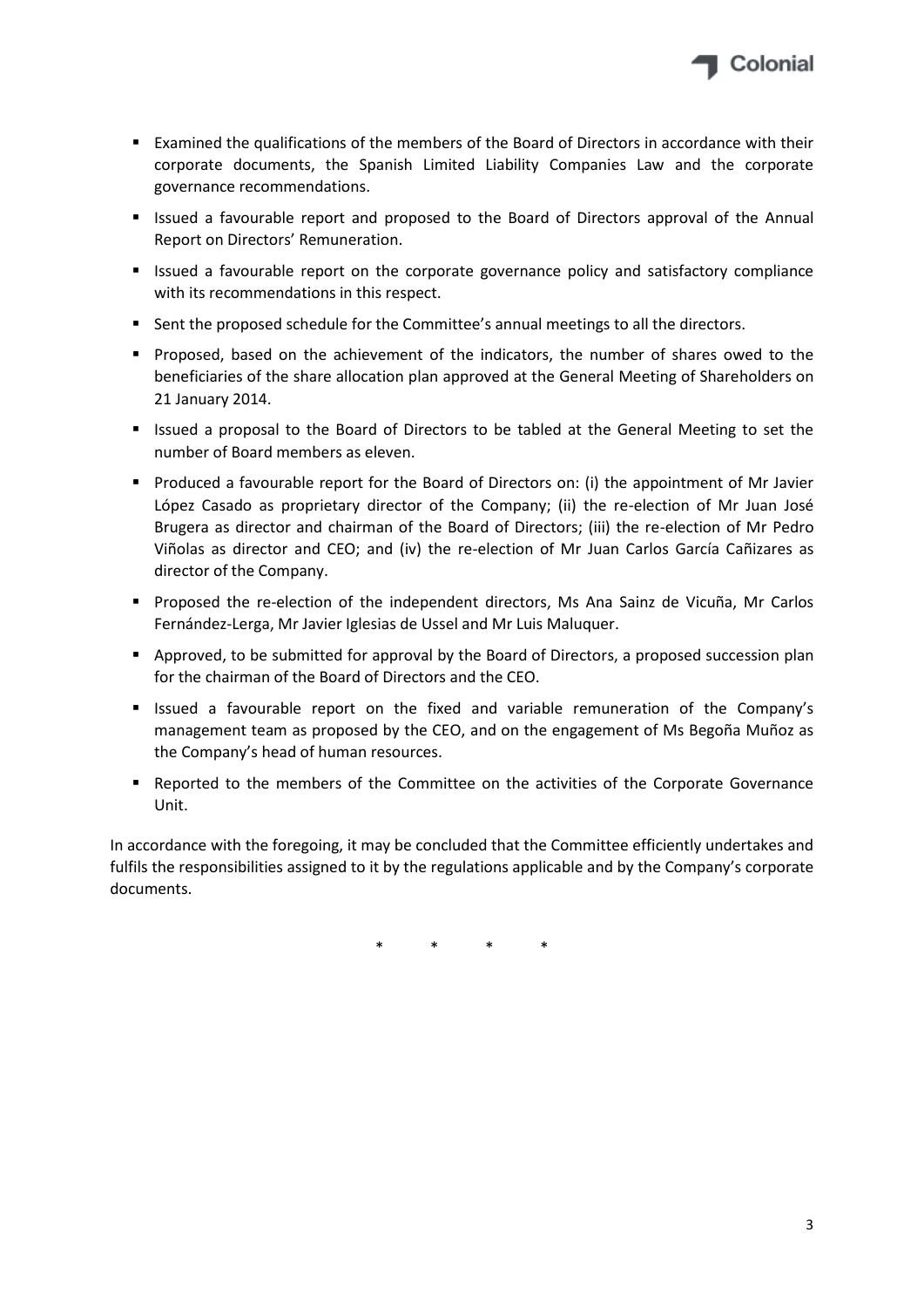- Examined the qualifications of the members of the Board of Directors in accordance with their corporate documents, the Spanish Limited Liability Companies Law and the corporate governance recommendations.
- Issued a favourable report and proposed to the Board of Directors approval of the Annual Report on Directors' Remuneration.
- Issued a favourable report on the corporate governance policy and satisfactory compliance with its recommendations in this respect.
- Sent the proposed schedule for the Committee's annual meetings to all the directors.
- Proposed, based on the achievement of the indicators, the number of shares owed to the beneficiaries of the share allocation plan approved at the General Meeting of Shareholders on 21 January 2014.
- Issued a proposal to the Board of Directors to be tabled at the General Meeting to set the number of Board members as eleven.
- Produced a favourable report for the Board of Directors on: (i) the appointment of Mr Javier López Casado as proprietary director of the Company; (ii) the re-election of Mr Juan José Brugera as director and chairman of the Board of Directors; (iii) the re-election of Mr Pedro Viñolas as director and CEO; and (iv) the re-election of Mr Juan Carlos García Cañizares as director of the Company.
- Proposed the re-election of the independent directors, Ms Ana Sainz de Vicuña, Mr Carlos Fernández-Lerga, Mr Javier Iglesias de Ussel and Mr Luis Maluquer.
- Approved, to be submitted for approval by the Board of Directors, a proposed succession plan for the chairman of the Board of Directors and the CEO.
- Issued a favourable report on the fixed and variable remuneration of the Company's management team as proposed by the CEO, and on the engagement of Ms Begoña Muñoz as the Company's head of human resources.
- Reported to the members of the Committee on the activities of the Corporate Governance Unit.

In accordance with the foregoing, it may be concluded that the Committee efficiently undertakes and fulfils the responsibilities assigned to it by the regulations applicable and by the Company's corporate documents.

\* \* \* \*